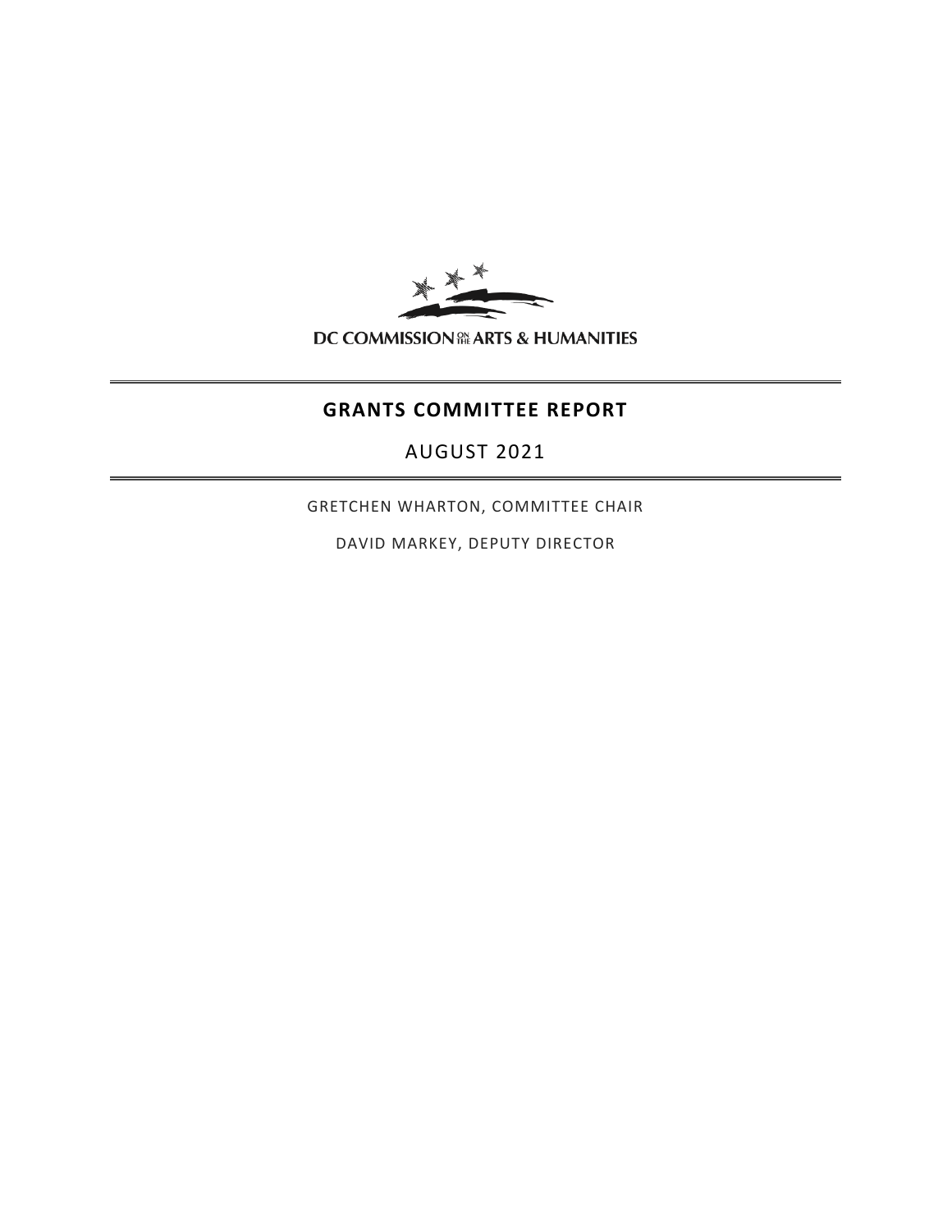DC COMMISSION ON THE ARTS & HUMANITIES

# GRANTS COMMITTEE REPORT

## AUGUST 2021

GRETCHEN WHARTON, COMMITTEE CHAIR

DAVID MARKEY, DEPUTY DIRECTOR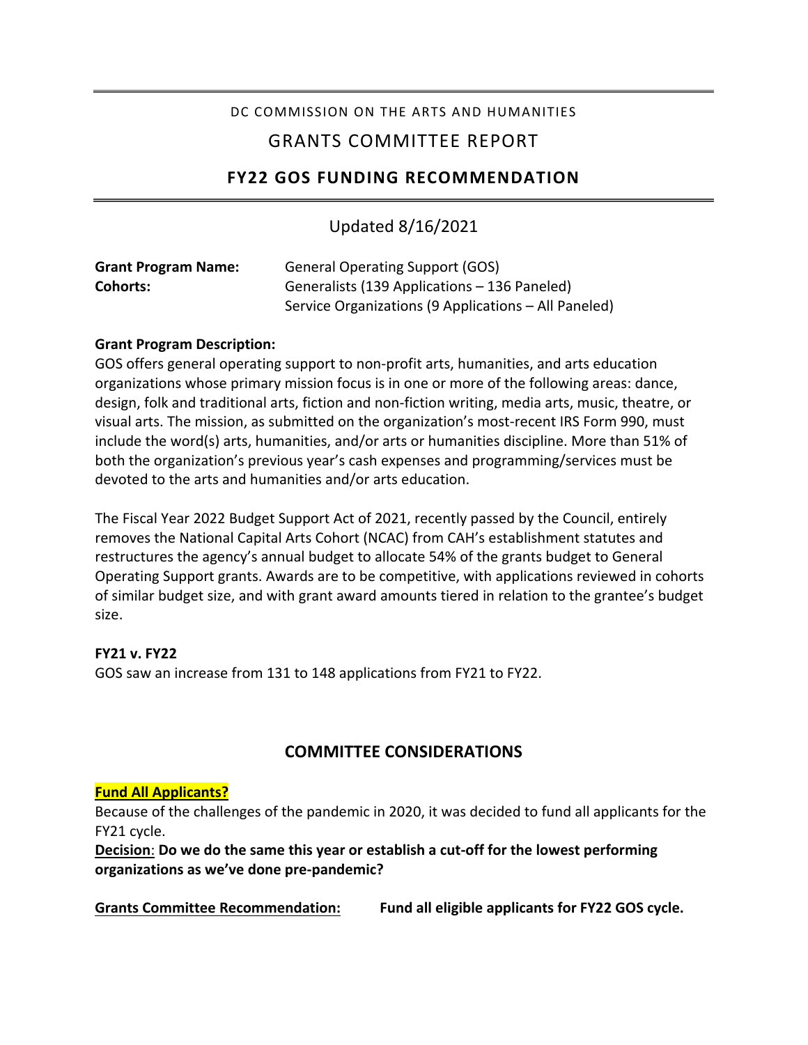DC COMMISSION ON THE ARTS AND HUMANITIES

# GRANTS COMMITTEE REPORT

## FY22 GOS FUNDING RECOMMENDATION

Updated 8/16/2021

| | |
|---|---|
| **Grant Program Name:** | General Operating Support (GOS) |
| **Cohorts:** | Generalists (139 Applications – 136 Paneled)<br>Service Organizations (9 Applications – All Paneled) |

**Grant Program Description:**

GOS offers general operating support to non-profit arts, humanities, and arts education organizations whose primary mission focus is in one or more of the following areas: dance, design, folk and traditional arts, fiction and non-fiction writing, media arts, music, theatre, or visual arts. The mission, as submitted on the organization's most-recent IRS Form 990, must include the word(s) arts, humanities, and/or arts or humanities discipline. More than 51% of both the organization's previous year's cash expenses and programming/services must be devoted to the arts and humanities and/or arts education.

The Fiscal Year 2022 Budget Support Act of 2021, recently passed by the Council, entirely removes the National Capital Arts Cohort (NCAC) from CAH's establishment statutes and restructures the agency's annual budget to allocate 54% of the grants budget to General Operating Support grants. Awards are to be competitive, with applications reviewed in cohorts of similar budget size, and with grant award amounts tiered in relation to the grantee's budget size.

**FY21 v. FY22**

GOS saw an increase from 131 to 148 applications from FY21 to FY22.

## COMMITTEE CONSIDERATIONS

**Fund All Applicants?**

Because of the challenges of the pandemic in 2020, it was decided to fund all applicants for the FY21 cycle.

**Decision**: **Do we do the same this year or establish a cut-off for the lowest performing organizations as we've done pre-pandemic?**

**Grants Committee Recommendation:** **Fund all eligible applicants for FY22 GOS cycle.**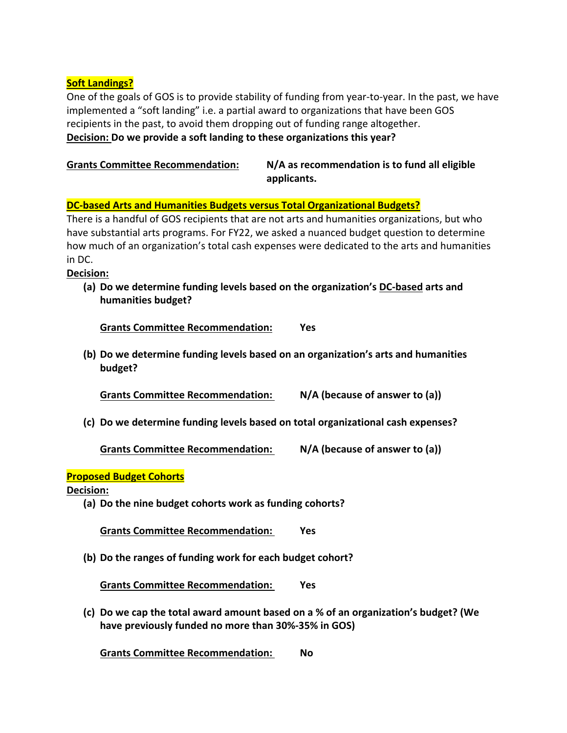**Soft Landings?**

One of the goals of GOS is to provide stability of funding from year-to-year. In the past, we have implemented a "soft landing" i.e. a partial award to organizations that have been GOS recipients in the past, to avoid them dropping out of funding range altogether.

**Decision: Do we provide a soft landing to these organizations this year?**

**Grants Committee Recommendation:** **N/A as recommendation is to fund all eligible applicants.**

**DC-based Arts and Humanities Budgets versus Total Organizational Budgets?**

There is a handful of GOS recipients that are not arts and humanities organizations, but who have substantial arts programs. For FY22, we asked a nuanced budget question to determine how much of an organization's total cash expenses were dedicated to the arts and humanities in DC.

**Decision:**

**(a) Do we determine funding levels based on the organization's DC-based arts and humanities budget?**

**Grants Committee Recommendation:** **Yes**

**(b) Do we determine funding levels based on an organization's arts and humanities budget?**

**Grants Committee Recommendation:** **N/A (because of answer to (a))**

**(c) Do we determine funding levels based on total organizational cash expenses?**

**Grants Committee Recommendation:** **N/A (because of answer to (a))**

**Proposed Budget Cohorts**

**Decision:**

**(a) Do the nine budget cohorts work as funding cohorts?**

**Grants Committee Recommendation:** **Yes**

**(b) Do the ranges of funding work for each budget cohort?**

**Grants Committee Recommendation:** **Yes**

**(c) Do we cap the total award amount based on a % of an organization's budget? (We have previously funded no more than 30%-35% in GOS)**

**Grants Committee Recommendation:** **No**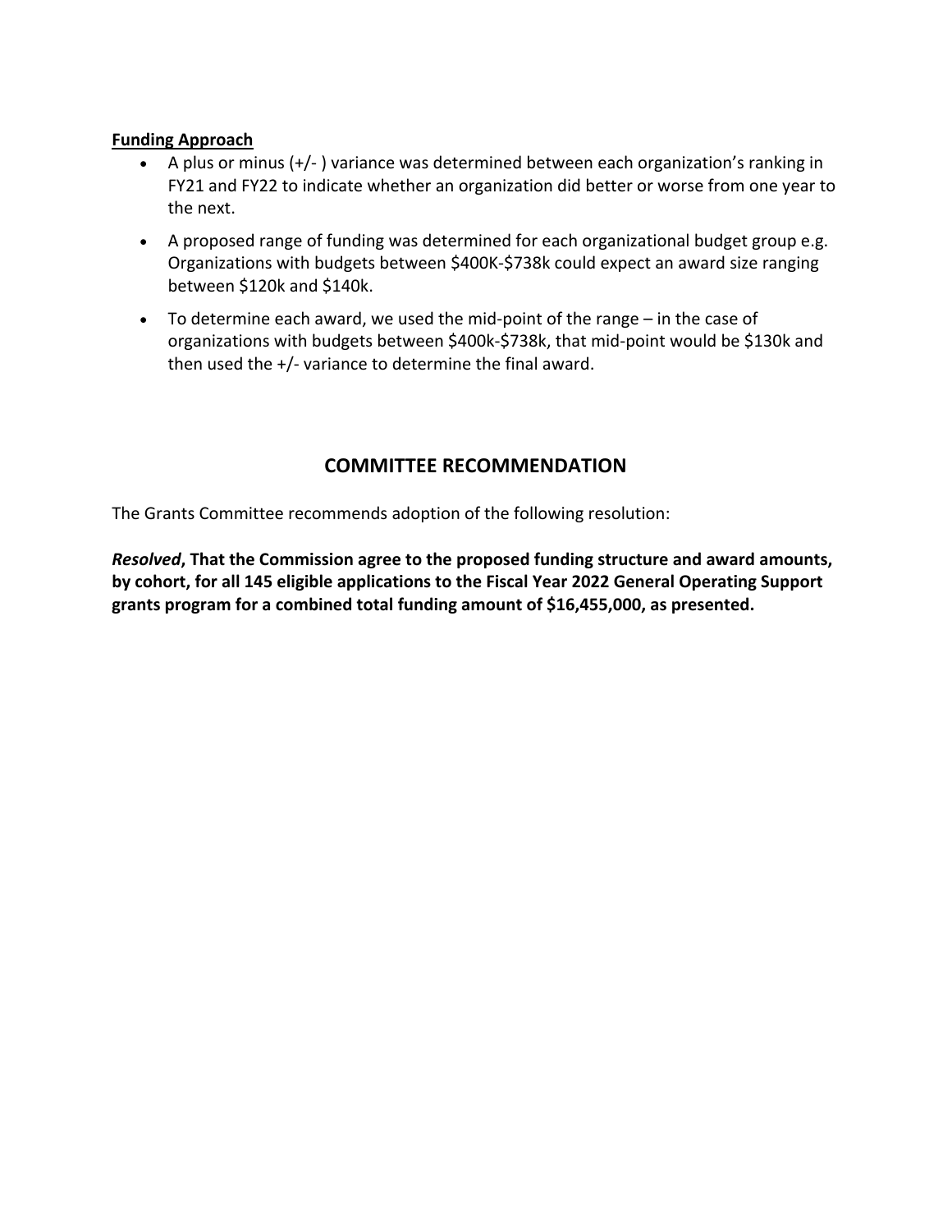**Funding Approach**

- A plus or minus (+/- ) variance was determined between each organization's ranking in FY21 and FY22 to indicate whether an organization did better or worse from one year to the next.
- A proposed range of funding was determined for each organizational budget group e.g. Organizations with budgets between $400K-$738k could expect an award size ranging between $120k and $140k.
- To determine each award, we used the mid-point of the range – in the case of organizations with budgets between $400k-$738k, that mid-point would be $130k and then used the +/- variance to determine the final award.

## COMMITTEE RECOMMENDATION

The Grants Committee recommends adoption of the following resolution:

***Resolved*, That the Commission agree to the proposed funding structure and award amounts, by cohort, for all 145 eligible applications to the Fiscal Year 2022 General Operating Support grants program for a combined total funding amount of $16,455,000, as presented.**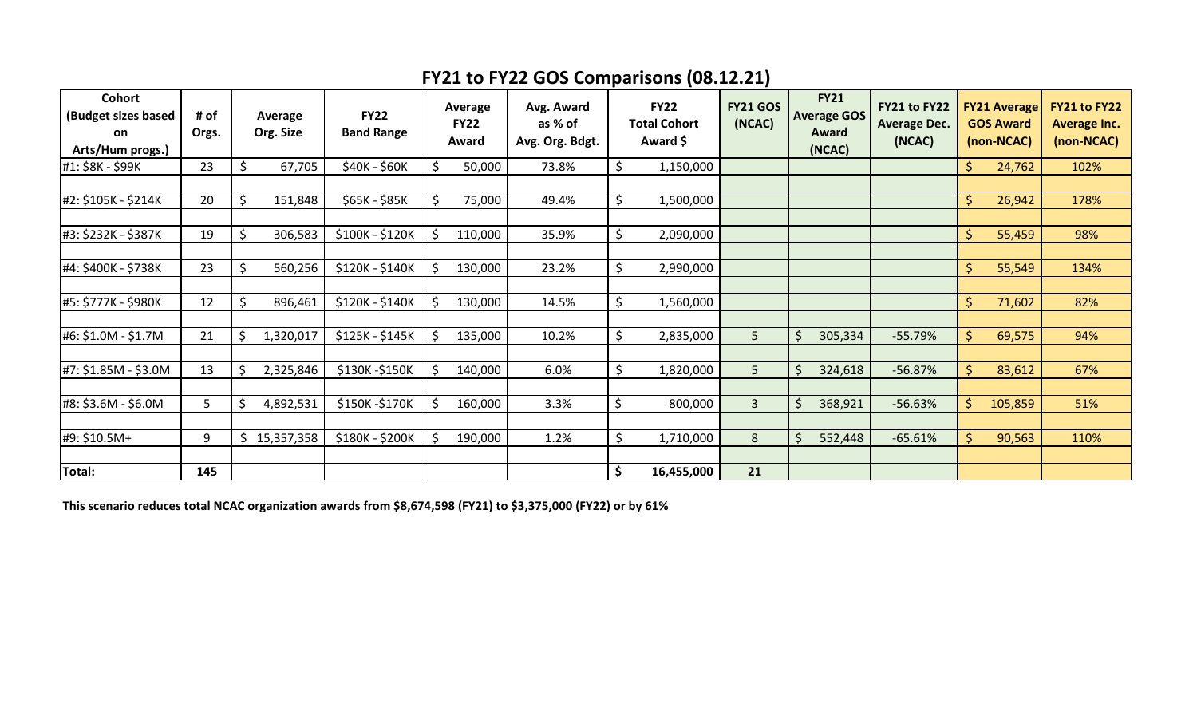# FY21 to FY22 GOS Comparisons (08.12.21)

| Cohort (Budget sizes based on Arts/Hum progs.) | # of Orgs. | Average Org. Size | FY22 Band Range | Average FY22 Award | Avg. Award as % of Avg. Org. Bdgt. | FY22 Total Cohort Award $ | FY21 GOS (NCAC) | FY21 Average GOS Award (NCAC) | FY21 to FY22 Average Dec. (NCAC) | FY21 Average GOS Award (non-NCAC) | FY21 to FY22 Average Inc. (non-NCAC) |
|---|---|---|---|---|---|---|---|---|---|---|---|
| #1: $8K - $99K | 23 | $ 67,705 | $40K - $60K | $ 50,000 | 73.8% | $ 1,150,000 | | | | $ 24,762 | 102% |
| #2: $105K - $214K | 20 | $ 151,848 | $65K - $85K | $ 75,000 | 49.4% | $ 1,500,000 | | | | $ 26,942 | 178% |
| #3: $232K - $387K | 19 | $ 306,583 | $100K - $120K | $ 110,000 | 35.9% | $ 2,090,000 | | | | $ 55,459 | 98% |
| #4: $400K - $738K | 23 | $ 560,256 | $120K - $140K | $ 130,000 | 23.2% | $ 2,990,000 | | | | $ 55,549 | 134% |
| #5: $777K - $980K | 12 | $ 896,461 | $120K - $140K | $ 130,000 | 14.5% | $ 1,560,000 | | | | $ 71,602 | 82% |
| #6: $1.0M - $1.7M | 21 | $ 1,320,017 | $125K - $145K | $ 135,000 | 10.2% | $ 2,835,000 | 5 | $ 305,334 | -55.79% | $ 69,575 | 94% |
| #7: $1.85M - $3.0M | 13 | $ 2,325,846 | $130K -$150K | $ 140,000 | 6.0% | $ 1,820,000 | 5 | $ 324,618 | -56.87% | $ 83,612 | 67% |
| #8: $3.6M - $6.0M | 5 | $ 4,892,531 | $150K -$170K | $ 160,000 | 3.3% | $ 800,000 | 3 | $ 368,921 | -56.63% | $ 105,859 | 51% |
| #9: $10.5M+ | 9 | $ 15,357,358 | $180K - $200K | $ 190,000 | 1.2% | $ 1,710,000 | 8 | $ 552,448 | -65.61% | $ 90,563 | 110% |
| **Total:** | **145** | | | | | **$ 16,455,000** | **21** | | | | |

**This scenario reduces total NCAC organization awards from $8,674,598 (FY21) to $3,375,000 (FY22) or by 61%**